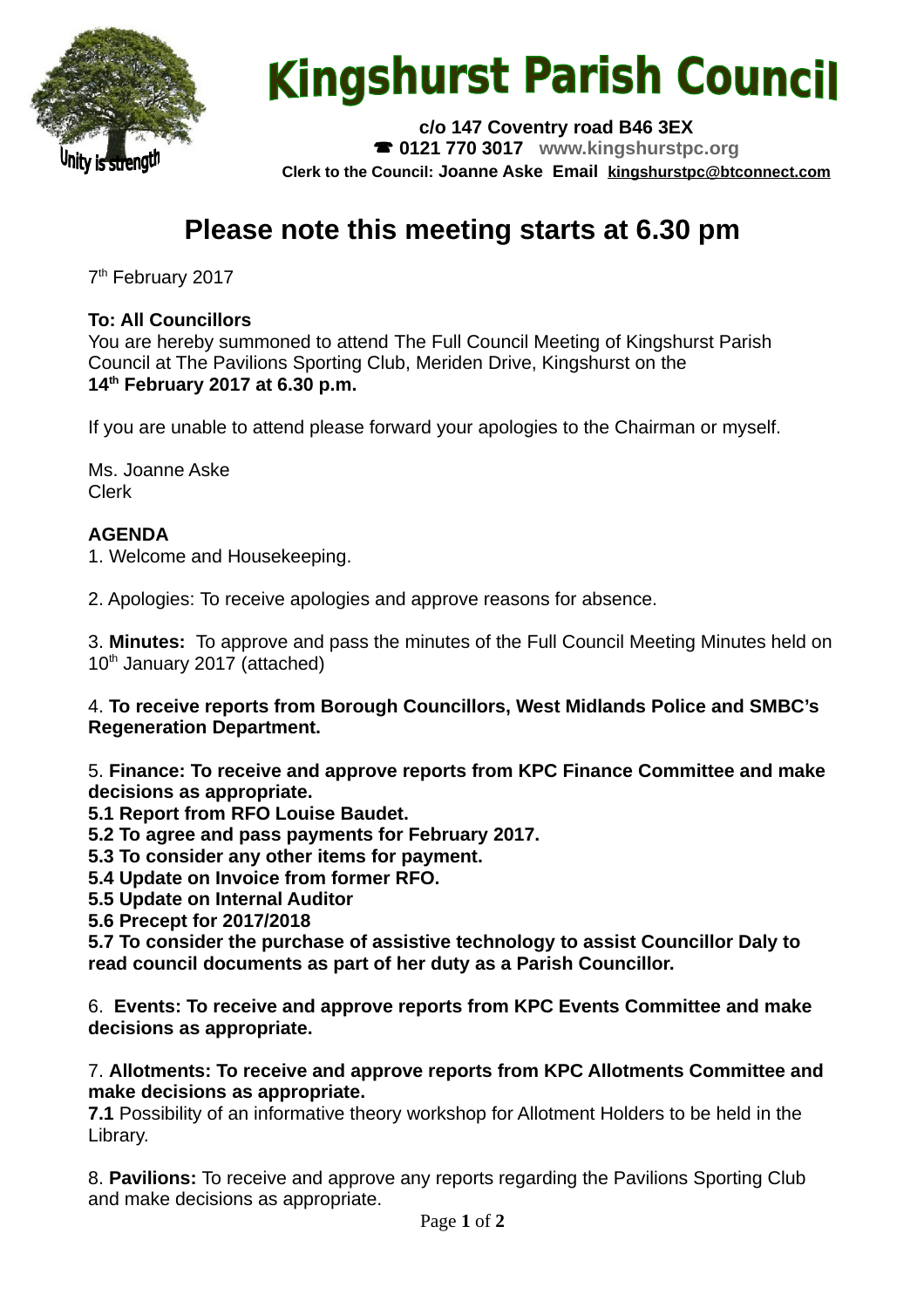# Kingshurst Parish Council

**c/o 147 Coventry road B46 3EX**
☎ **0121 770 3017** **www.kingshurstpc.org**
**Clerk to the Council: Joanne Aske Email kingshurstpc@btconnect.com**

Unity is strength

## Please note this meeting starts at 6.30 pm

7th February 2017

**To: All Councillors**
You are hereby summoned to attend The Full Council Meeting of Kingshurst Parish Council at The Pavilions Sporting Club, Meriden Drive, Kingshurst on the
**14th February 2017 at 6.30 p.m.**

If you are unable to attend please forward your apologies to the Chairman or myself.

Ms. Joanne Aske
Clerk

**AGENDA**

1. Welcome and Housekeeping.

2. Apologies: To receive apologies and approve reasons for absence.

3. **Minutes:** To approve and pass the minutes of the Full Council Meeting Minutes held on 10th January 2017 (attached)

4. **To receive reports from Borough Councillors, West Midlands Police and SMBC's Regeneration Department.**

5. **Finance: To receive and approve reports from KPC Finance Committee and make decisions as appropriate.**
**5.1 Report from RFO Louise Baudet.**
**5.2 To agree and pass payments for February 2017.**
**5.3 To consider any other items for payment.**
**5.4 Update on Invoice from former RFO.**
**5.5 Update on Internal Auditor**
**5.6 Precept for 2017/2018**
**5.7 To consider the purchase of assistive technology to assist Councillor Daly to read council documents as part of her duty as a Parish Councillor.**

6. **Events: To receive and approve reports from KPC Events Committee and make decisions as appropriate.**

7. **Allotments: To receive and approve reports from KPC Allotments Committee and make decisions as appropriate.**
**7.1** Possibility of an informative theory workshop for Allotment Holders to be held in the Library.

8. **Pavilions:** To receive and approve any reports regarding the Pavilions Sporting Club and make decisions as appropriate.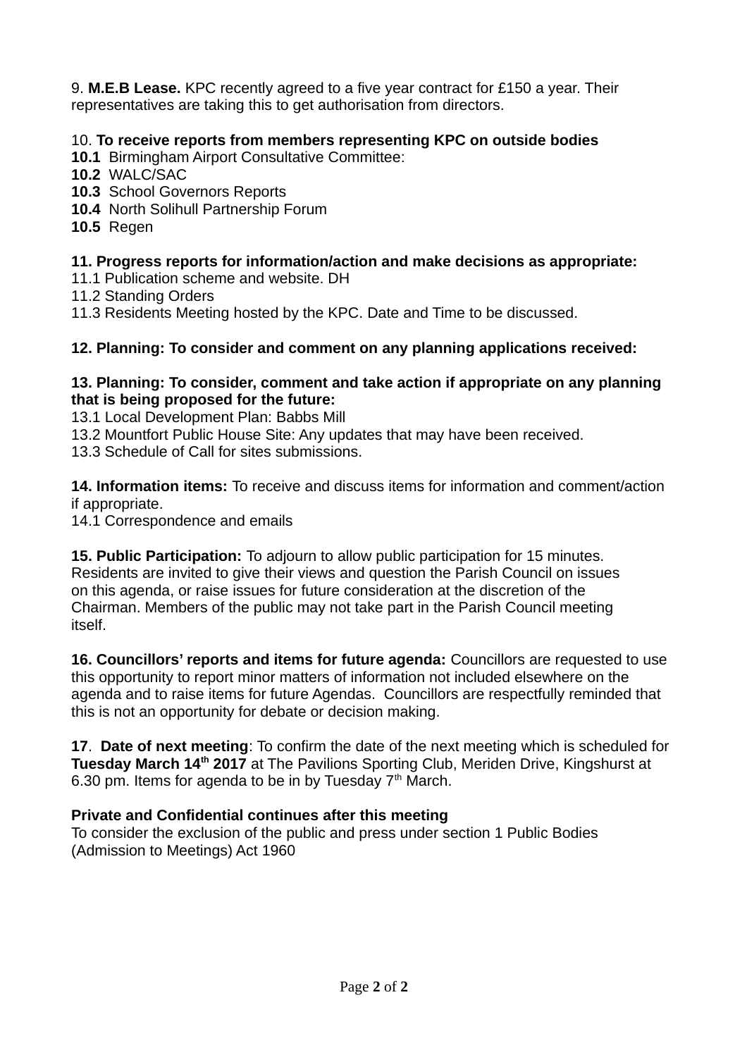9. **M.E.B Lease.** KPC recently agreed to a five year contract for £150 a year. Their representatives are taking this to get authorisation from directors.

10. **To receive reports from members representing KPC on outside bodies**

**10.1** Birmingham Airport Consultative Committee:
**10.2** WALC/SAC
**10.3** School Governors Reports
**10.4** North Solihull Partnership Forum
**10.5** Regen

**11. Progress reports for information/action and make decisions as appropriate:**

11.1 Publication scheme and website. DH
11.2 Standing Orders
11.3 Residents Meeting hosted by the KPC. Date and Time to be discussed.

**12. Planning: To consider and comment on any planning applications received:**

**13. Planning: To consider, comment and take action if appropriate on any planning that is being proposed for the future:**

13.1 Local Development Plan: Babbs Mill
13.2 Mountfort Public House Site: Any updates that may have been received.
13.3 Schedule of Call for sites submissions.

**14. Information items:** To receive and discuss items for information and comment/action if appropriate.

14.1 Correspondence and emails

**15. Public Participation:** To adjourn to allow public participation for 15 minutes. Residents are invited to give their views and question the Parish Council on issues on this agenda, or raise issues for future consideration at the discretion of the Chairman. Members of the public may not take part in the Parish Council meeting itself.

**16. Councillors' reports and items for future agenda:** Councillors are requested to use this opportunity to report minor matters of information not included elsewhere on the agenda and to raise items for future Agendas. Councillors are respectfully reminded that this is not an opportunity for debate or decision making.

**17**. **Date of next meeting**: To confirm the date of the next meeting which is scheduled for **Tuesday March 14th 2017** at The Pavilions Sporting Club, Meriden Drive, Kingshurst at 6.30 pm. Items for agenda to be in by Tuesday 7th March.

**Private and Confidential continues after this meeting**

To consider the exclusion of the public and press under section 1 Public Bodies (Admission to Meetings) Act 1960